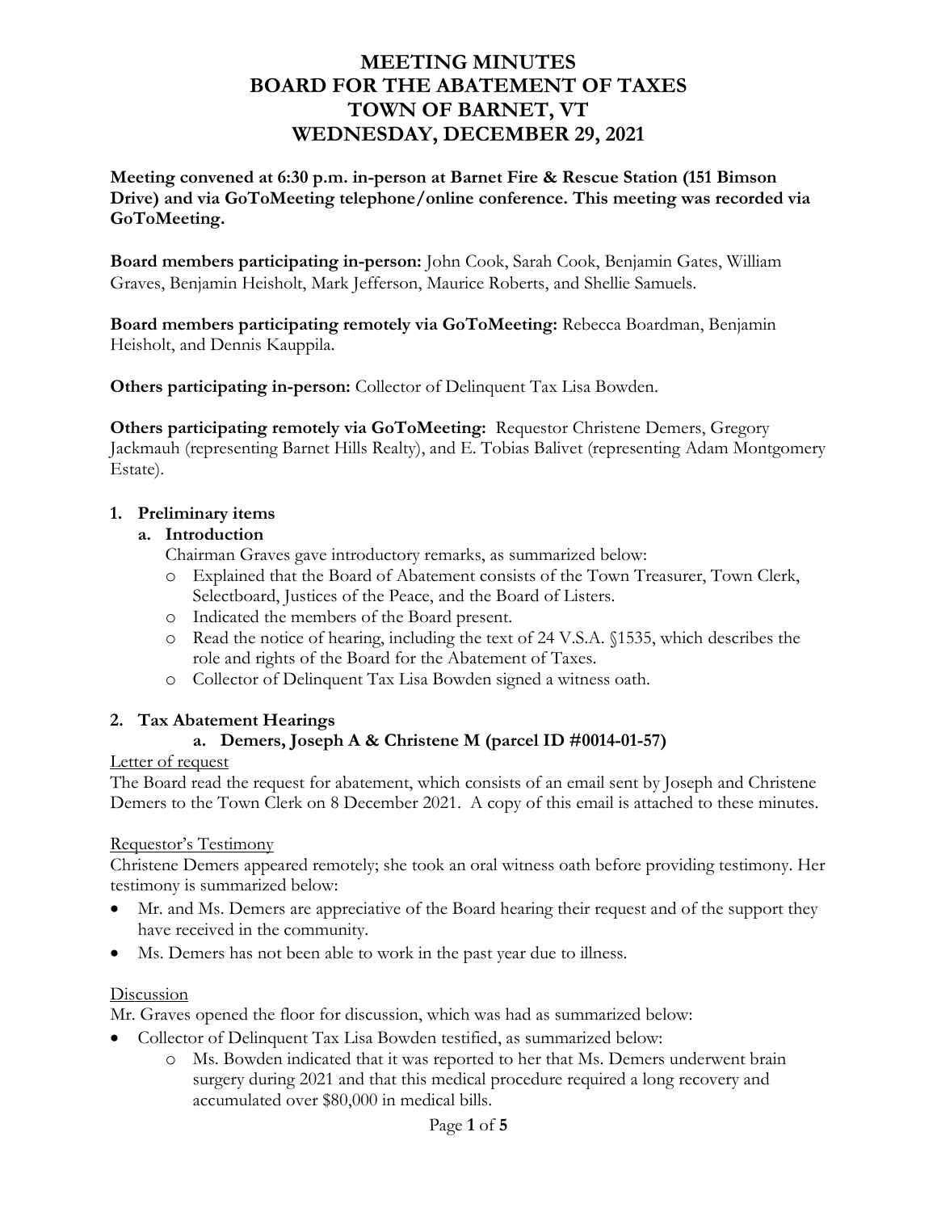# MEETING MINUTES
# BOARD FOR THE ABATEMENT OF TAXES
# TOWN OF BARNET, VT
# WEDNESDAY, DECEMBER 29, 2021

**Meeting convened at 6:30 p.m. in-person at Barnet Fire & Rescue Station (151 Bimson Drive) and via GoToMeeting telephone/online conference. This meeting was recorded via GoToMeeting.**

**Board members participating in-person:** John Cook, Sarah Cook, Benjamin Gates, William Graves, Benjamin Heisholt, Mark Jefferson, Maurice Roberts, and Shellie Samuels.

**Board members participating remotely via GoToMeeting:** Rebecca Boardman, Benjamin Heisholt, and Dennis Kauppila.

**Others participating in-person:** Collector of Delinquent Tax Lisa Bowden.

**Others participating remotely via GoToMeeting:** Requestor Christene Demers, Gregory Jackmauh (representing Barnet Hills Realty), and E. Tobias Balivet (representing Adam Montgomery Estate).

## 1. Preliminary items

### a. Introduction

Chairman Graves gave introductory remarks, as summarized below:

- Explained that the Board of Abatement consists of the Town Treasurer, Town Clerk, Selectboard, Justices of the Peace, and the Board of Listers.
- Indicated the members of the Board present.
- Read the notice of hearing, including the text of 24 V.S.A. §1535, which describes the role and rights of the Board for the Abatement of Taxes.
- Collector of Delinquent Tax Lisa Bowden signed a witness oath.

## 2. Tax Abatement Hearings

### a. Demers, Joseph A & Christene M (parcel ID #0014-01-57)

Letter of request

The Board read the request for abatement, which consists of an email sent by Joseph and Christene Demers to the Town Clerk on 8 December 2021. A copy of this email is attached to these minutes.

Requestor's Testimony

Christene Demers appeared remotely; she took an oral witness oath before providing testimony. Her testimony is summarized below:

- Mr. and Ms. Demers are appreciative of the Board hearing their request and of the support they have received in the community.
- Ms. Demers has not been able to work in the past year due to illness.

Discussion

Mr. Graves opened the floor for discussion, which was had as summarized below:

- Collector of Delinquent Tax Lisa Bowden testified, as summarized below:
  - Ms. Bowden indicated that it was reported to her that Ms. Demers underwent brain surgery during 2021 and that this medical procedure required a long recovery and accumulated over $80,000 in medical bills.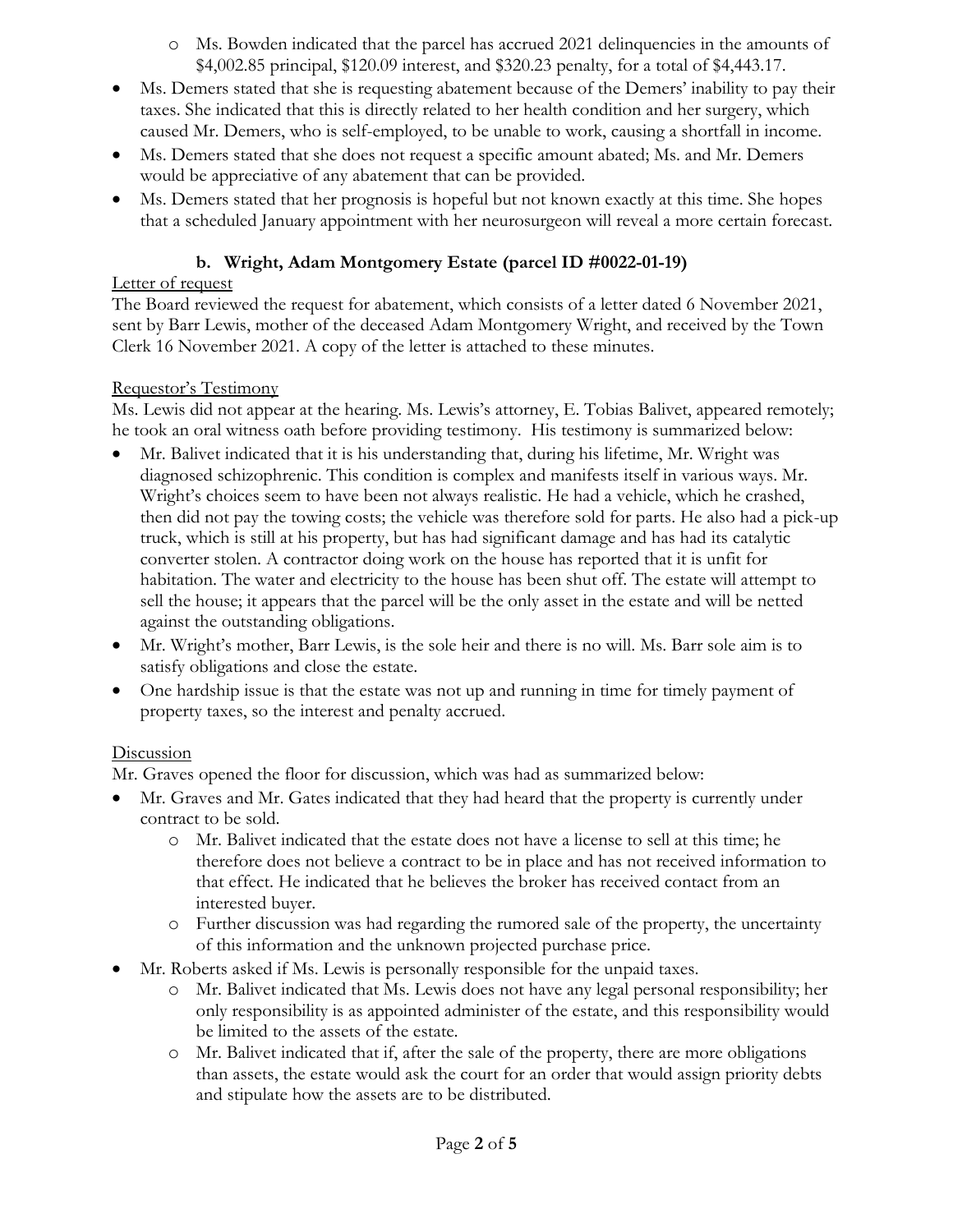- Ms. Bowden indicated that the parcel has accrued 2021 delinquencies in the amounts of $4,002.85 principal, $120.09 interest, and $320.23 penalty, for a total of $4,443.17.
- Ms. Demers stated that she is requesting abatement because of the Demers' inability to pay their taxes. She indicated that this is directly related to her health condition and her surgery, which caused Mr. Demers, who is self-employed, to be unable to work, causing a shortfall in income.
- Ms. Demers stated that she does not request a specific amount abated; Ms. and Mr. Demers would be appreciative of any abatement that can be provided.
- Ms. Demers stated that her prognosis is hopeful but not known exactly at this time. She hopes that a scheduled January appointment with her neurosurgeon will reveal a more certain forecast.

### b. Wright, Adam Montgomery Estate (parcel ID #0022-01-19)

Letter of request

The Board reviewed the request for abatement, which consists of a letter dated 6 November 2021, sent by Barr Lewis, mother of the deceased Adam Montgomery Wright, and received by the Town Clerk 16 November 2021. A copy of the letter is attached to these minutes.

Requestor's Testimony

Ms. Lewis did not appear at the hearing. Ms. Lewis's attorney, E. Tobias Balivet, appeared remotely; he took an oral witness oath before providing testimony. His testimony is summarized below:

- Mr. Balivet indicated that it is his understanding that, during his lifetime, Mr. Wright was diagnosed schizophrenic. This condition is complex and manifests itself in various ways. Mr. Wright's choices seem to have been not always realistic. He had a vehicle, which he crashed, then did not pay the towing costs; the vehicle was therefore sold for parts. He also had a pick-up truck, which is still at his property, but has had significant damage and has had its catalytic converter stolen. A contractor doing work on the house has reported that it is unfit for habitation. The water and electricity to the house has been shut off. The estate will attempt to sell the house; it appears that the parcel will be the only asset in the estate and will be netted against the outstanding obligations.
- Mr. Wright's mother, Barr Lewis, is the sole heir and there is no will. Ms. Barr sole aim is to satisfy obligations and close the estate.
- One hardship issue is that the estate was not up and running in time for timely payment of property taxes, so the interest and penalty accrued.

Discussion

Mr. Graves opened the floor for discussion, which was had as summarized below:

- Mr. Graves and Mr. Gates indicated that they had heard that the property is currently under contract to be sold.
    - Mr. Balivet indicated that the estate does not have a license to sell at this time; he therefore does not believe a contract to be in place and has not received information to that effect. He indicated that he believes the broker has received contact from an interested buyer.
    - Further discussion was had regarding the rumored sale of the property, the uncertainty of this information and the unknown projected purchase price.
- Mr. Roberts asked if Ms. Lewis is personally responsible for the unpaid taxes.
    - Mr. Balivet indicated that Ms. Lewis does not have any legal personal responsibility; her only responsibility is as appointed administer of the estate, and this responsibility would be limited to the assets of the estate.
    - Mr. Balivet indicated that if, after the sale of the property, there are more obligations than assets, the estate would ask the court for an order that would assign priority debts and stipulate how the assets are to be distributed.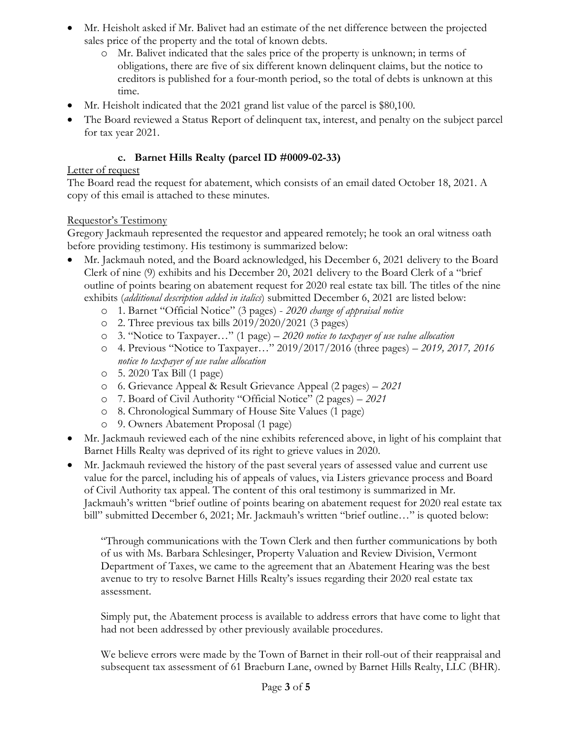- Mr. Heisholt asked if Mr. Balivet had an estimate of the net difference between the projected sales price of the property and the total of known debts.
  - Mr. Balivet indicated that the sales price of the property is unknown; in terms of obligations, there are five of six different known delinquent claims, but the notice to creditors is published for a four-month period, so the total of debts is unknown at this time.
- Mr. Heisholt indicated that the 2021 grand list value of the parcel is $80,100.
- The Board reviewed a Status Report of delinquent tax, interest, and penalty on the subject parcel for tax year 2021.

### c. Barnet Hills Realty (parcel ID #0009-02-33)

<u>Letter of request</u>

The Board read the request for abatement, which consists of an email dated October 18, 2021. A copy of this email is attached to these minutes.

<u>Requestor's Testimony</u>

Gregory Jackmauh represented the requestor and appeared remotely; he took an oral witness oath before providing testimony. His testimony is summarized below:

- Mr. Jackmauh noted, and the Board acknowledged, his December 6, 2021 delivery to the Board Clerk of nine (9) exhibits and his December 20, 2021 delivery to the Board Clerk of a "brief outline of points bearing on abatement request for 2020 real estate tax bill. The titles of the nine exhibits (*additional description added in italics*) submitted December 6, 2021 are listed below:
  - 1. Barnet "Official Notice" (3 pages) - *2020 change of appraisal notice*
  - 2. Three previous tax bills 2019/2020/2021 (3 pages)
  - 3. "Notice to Taxpayer…" (1 page) – *2020 notice to taxpayer of use value allocation*
  - 4. Previous "Notice to Taxpayer…" 2019/2017/2016 (three pages) – *2019, 2017, 2016 notice to taxpayer of use value allocation*
  - 5. 2020 Tax Bill (1 page)
  - 6. Grievance Appeal & Result Grievance Appeal (2 pages) – *2021*
  - 7. Board of Civil Authority "Official Notice" (2 pages) – *2021*
  - 8. Chronological Summary of House Site Values (1 page)
  - 9. Owners Abatement Proposal (1 page)
- Mr. Jackmauh reviewed each of the nine exhibits referenced above, in light of his complaint that Barnet Hills Realty was deprived of its right to grieve values in 2020.
- Mr. Jackmauh reviewed the history of the past several years of assessed value and current use value for the parcel, including his of appeals of values, via Listers grievance process and Board of Civil Authority tax appeal. The content of this oral testimony is summarized in Mr. Jackmauh's written "brief outline of points bearing on abatement request for 2020 real estate tax bill" submitted December 6, 2021; Mr. Jackmauh's written "brief outline…" is quoted below:

  "Through communications with the Town Clerk and then further communications by both of us with Ms. Barbara Schlesinger, Property Valuation and Review Division, Vermont Department of Taxes, we came to the agreement that an Abatement Hearing was the best avenue to try to resolve Barnet Hills Realty's issues regarding their 2020 real estate tax assessment.

  Simply put, the Abatement process is available to address errors that have come to light that had not been addressed by other previously available procedures.

  We believe errors were made by the Town of Barnet in their roll-out of their reappraisal and subsequent tax assessment of 61 Braeburn Lane, owned by Barnet Hills Realty, LLC (BHR).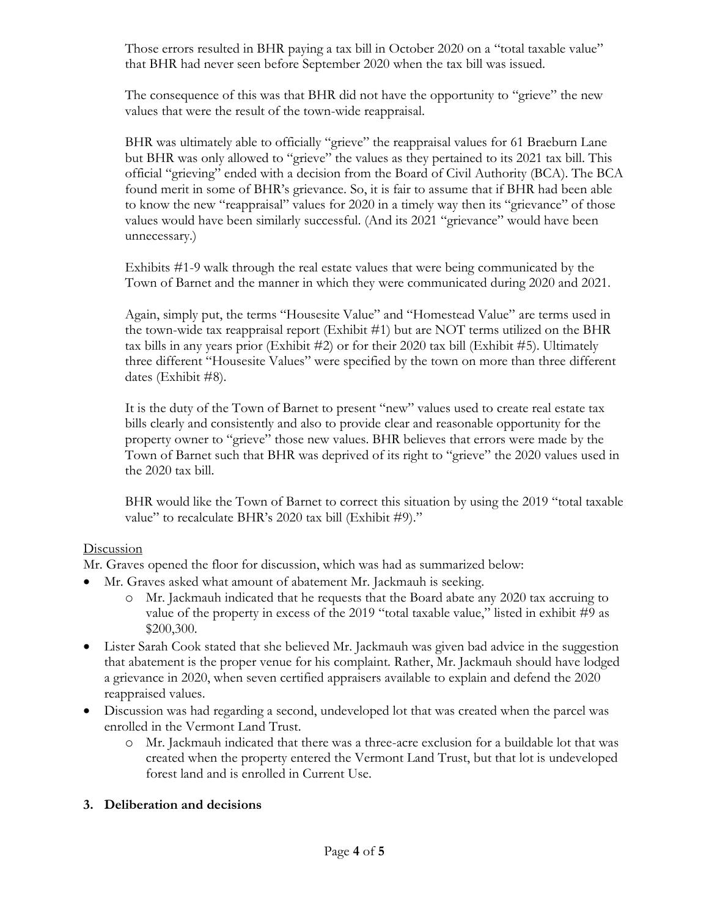Those errors resulted in BHR paying a tax bill in October 2020 on a "total taxable value" that BHR had never seen before September 2020 when the tax bill was issued.

The consequence of this was that BHR did not have the opportunity to "grieve" the new values that were the result of the town-wide reappraisal.

BHR was ultimately able to officially "grieve" the reappraisal values for 61 Braeburn Lane but BHR was only allowed to "grieve" the values as they pertained to its 2021 tax bill. This official "grieving" ended with a decision from the Board of Civil Authority (BCA). The BCA found merit in some of BHR's grievance. So, it is fair to assume that if BHR had been able to know the new "reappraisal" values for 2020 in a timely way then its "grievance" of those values would have been similarly successful. (And its 2021 "grievance" would have been unnecessary.)

Exhibits #1-9 walk through the real estate values that were being communicated by the Town of Barnet and the manner in which they were communicated during 2020 and 2021.

Again, simply put, the terms "Housesite Value" and "Homestead Value" are terms used in the town-wide tax reappraisal report (Exhibit #1) but are NOT terms utilized on the BHR tax bills in any years prior (Exhibit #2) or for their 2020 tax bill (Exhibit #5). Ultimately three different "Housesite Values" were specified by the town on more than three different dates (Exhibit #8).

It is the duty of the Town of Barnet to present "new" values used to create real estate tax bills clearly and consistently and also to provide clear and reasonable opportunity for the property owner to "grieve" those new values. BHR believes that errors were made by the Town of Barnet such that BHR was deprived of its right to "grieve" the 2020 values used in the 2020 tax bill.

BHR would like the Town of Barnet to correct this situation by using the 2019 "total taxable value" to recalculate BHR's 2020 tax bill (Exhibit #9)."

Discussion

Mr. Graves opened the floor for discussion, which was had as summarized below:

- Mr. Graves asked what amount of abatement Mr. Jackmauh is seeking.
    - Mr. Jackmauh indicated that he requests that the Board abate any 2020 tax accruing to value of the property in excess of the 2019 "total taxable value," listed in exhibit #9 as $200,300.
- Lister Sarah Cook stated that she believed Mr. Jackmauh was given bad advice in the suggestion that abatement is the proper venue for his complaint. Rather, Mr. Jackmauh should have lodged a grievance in 2020, when seven certified appraisers available to explain and defend the 2020 reappraised values.
- Discussion was had regarding a second, undeveloped lot that was created when the parcel was enrolled in the Vermont Land Trust.
    - Mr. Jackmauh indicated that there was a three-acre exclusion for a buildable lot that was created when the property entered the Vermont Land Trust, but that lot is undeveloped forest land and is enrolled in Current Use.

**3. Deliberation and decisions**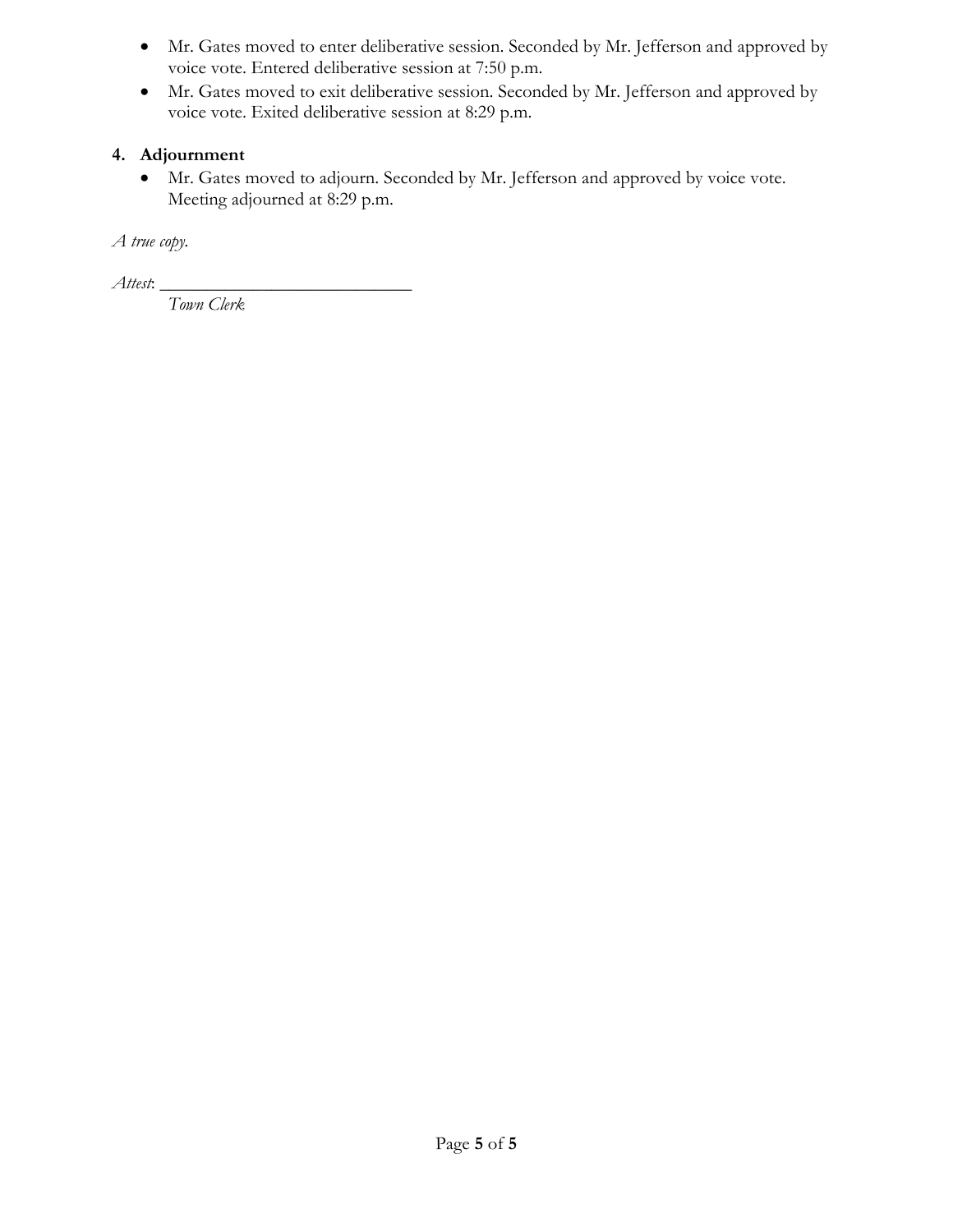- Mr. Gates moved to enter deliberative session. Seconded by Mr. Jefferson and approved by voice vote. Entered deliberative session at 7:50 p.m.
- Mr. Gates moved to exit deliberative session. Seconded by Mr. Jefferson and approved by voice vote. Exited deliberative session at 8:29 p.m.

**4. Adjournment**

- Mr. Gates moved to adjourn. Seconded by Mr. Jefferson and approved by voice vote. Meeting adjourned at 8:29 p.m.

*A true copy.*

*Attest*: ___________________________

*Town Clerk*